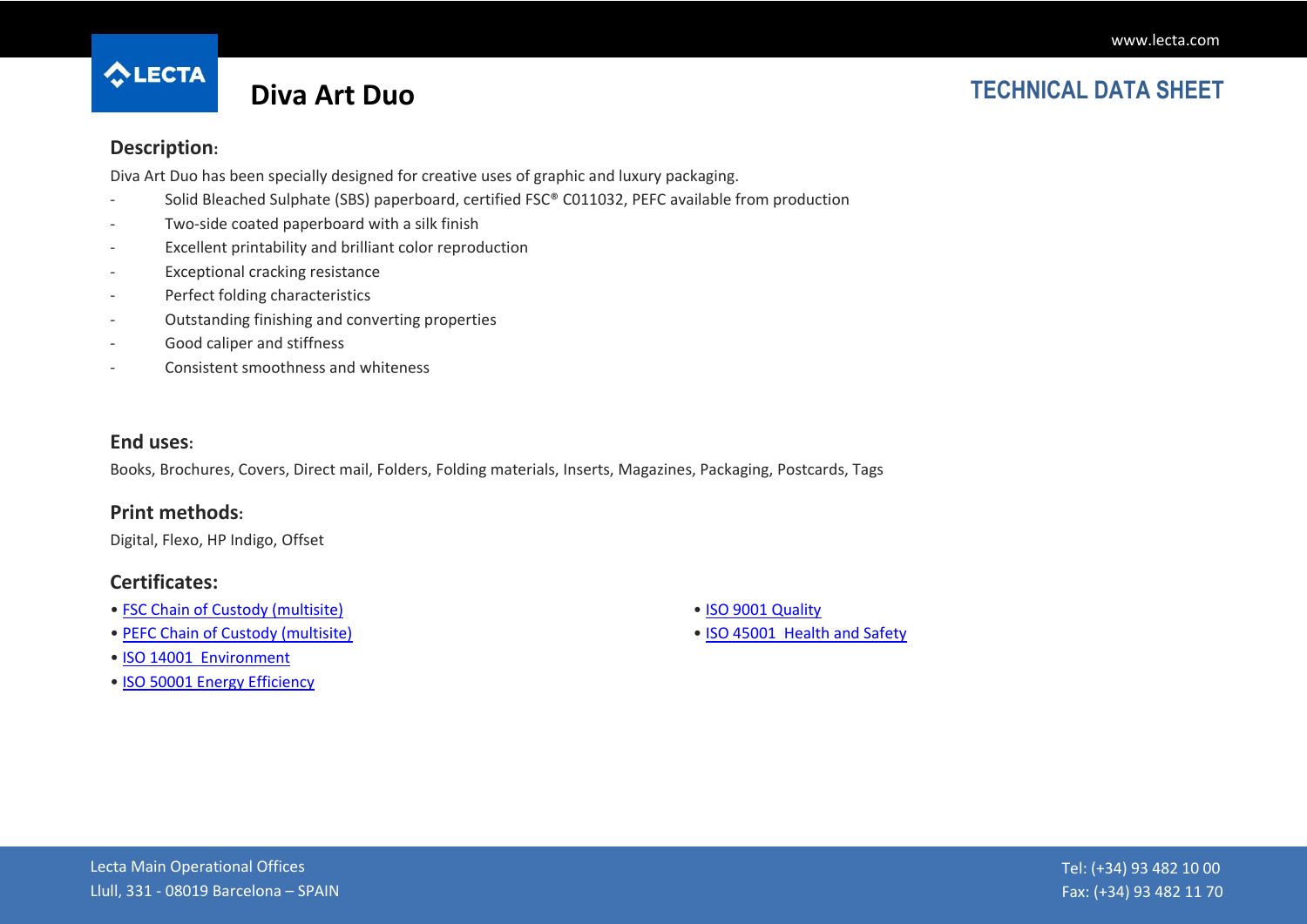# Diva Art Duo

## TECHNICAL DATA SHEET

### Description:

Diva Art Duo has been specially designed for creative uses of graphic and luxury packaging.

- Solid Bleached Sulphate (SBS) paperboard, certified FSC® C011032, PEFC available from production
- Two-side coated paperboard with a silk finish
- Excellent printability and brilliant color reproduction
- Exceptional cracking resistance
- Perfect folding characteristics
- Outstanding finishing and converting properties
- Good caliper and stiffness
- Consistent smoothness and whiteness

### End uses:

Books, Brochures, Covers, Direct mail, Folders, Folding materials, Inserts, Magazines, Packaging, Postcards, Tags

### Print methods:

Digital, Flexo, HP Indigo, Offset

### Certificates:

- FSC Chain of Custody (multisite)
- PEFC Chain of Custody (multisite)
- ISO 14001 Environment
- ISO 50001 Energy Efficiency
- ISO 9001 Quality
- ISO 45001 Health and Safety

Lecta Main Operational Offices
Llull, 331 - 08019 Barcelona – SPAIN

Tel: (+34) 93 482 10 00
Fax: (+34) 93 482 11 70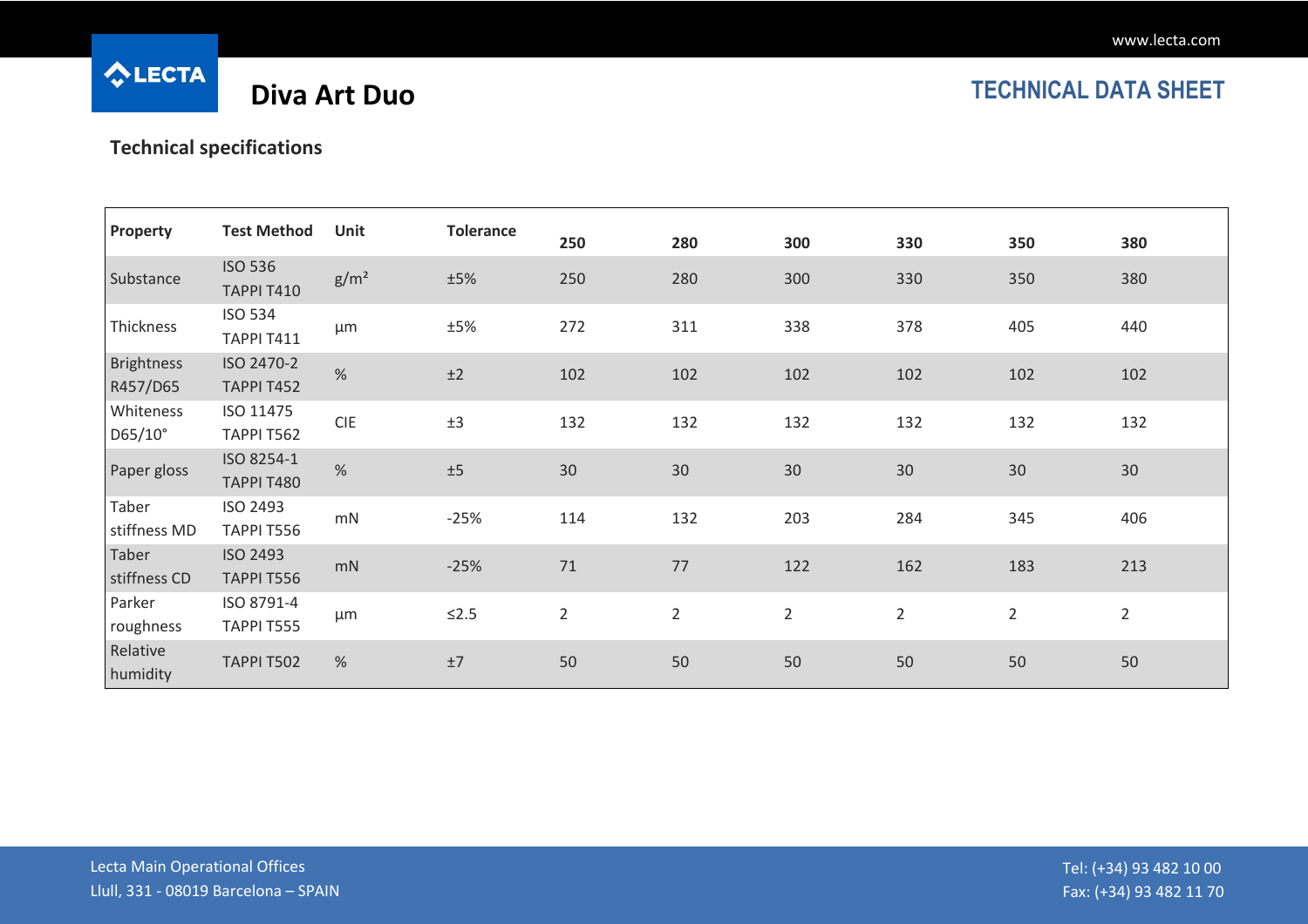# Diva Art Duo

## TECHNICAL DATA SHEET

### Technical specifications

| Property | Test Method | Unit | Tolerance | 250 | 280 | 300 | 330 | 350 | 380 |
|---|---|---|---|---|---|---|---|---|---|
| Substance | ISO 536 TAPPI T410 | $g/m^2$ | ±5% | 250 | 280 | 300 | 330 | 350 | 380 |
| Thickness | ISO 534 TAPPI T411 | µm | ±5% | 272 | 311 | 338 | 378 | 405 | 440 |
| Brightness R457/D65 | ISO 2470-2 TAPPI T452 | % | ±2 | 102 | 102 | 102 | 102 | 102 | 102 |
| Whiteness D65/10° | ISO 11475 TAPPI T562 | CIE | ±3 | 132 | 132 | 132 | 132 | 132 | 132 |
| Paper gloss | ISO 8254-1 TAPPI T480 | % | ±5 | 30 | 30 | 30 | 30 | 30 | 30 |
| Taber stiffness MD | ISO 2493 TAPPI T556 | mN | -25% | 114 | 132 | 203 | 284 | 345 | 406 |
| Taber stiffness CD | ISO 2493 TAPPI T556 | mN | -25% | 71 | 77 | 122 | 162 | 183 | 213 |
| Parker roughness | ISO 8791-4 TAPPI T555 | µm | ≤2.5 | 2 | 2 | 2 | 2 | 2 | 2 |
| Relative humidity | TAPPI T502 | % | ±7 | 50 | 50 | 50 | 50 | 50 | 50 |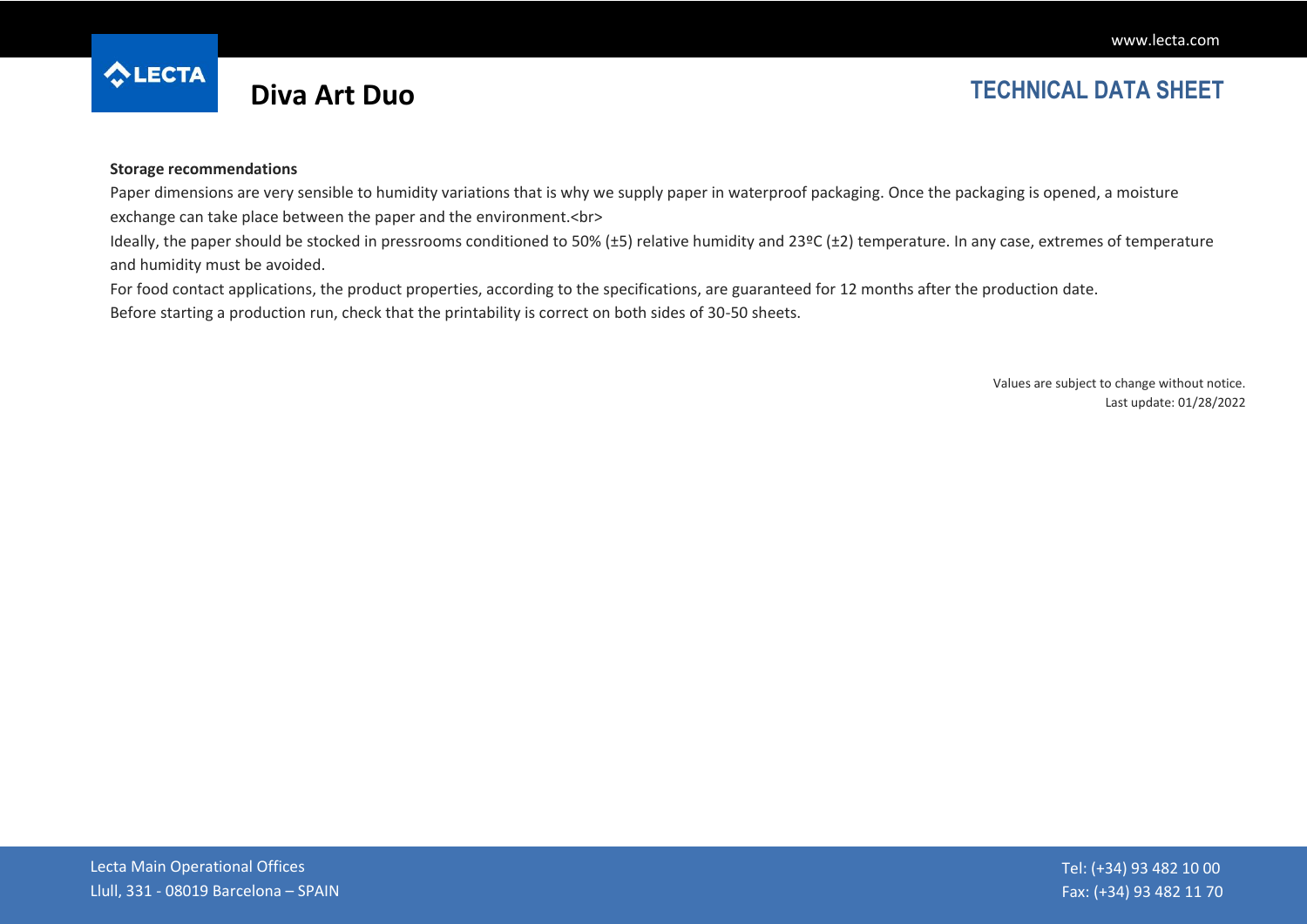**Storage recommendations**

Paper dimensions are very sensible to humidity variations that is why we supply paper in waterproof packaging. Once the packaging is opened, a moisture exchange can take place between the paper and the environment.<br>

Ideally, the paper should be stocked in pressrooms conditioned to 50% (±5) relative humidity and 23ºC (±2) temperature. In any case, extremes of temperature and humidity must be avoided.

For food contact applications, the product properties, according to the specifications, are guaranteed for 12 months after the production date.

Before starting a production run, check that the printability is correct on both sides of 30-50 sheets.

Values are subject to change without notice.
Last update: 01/28/2022